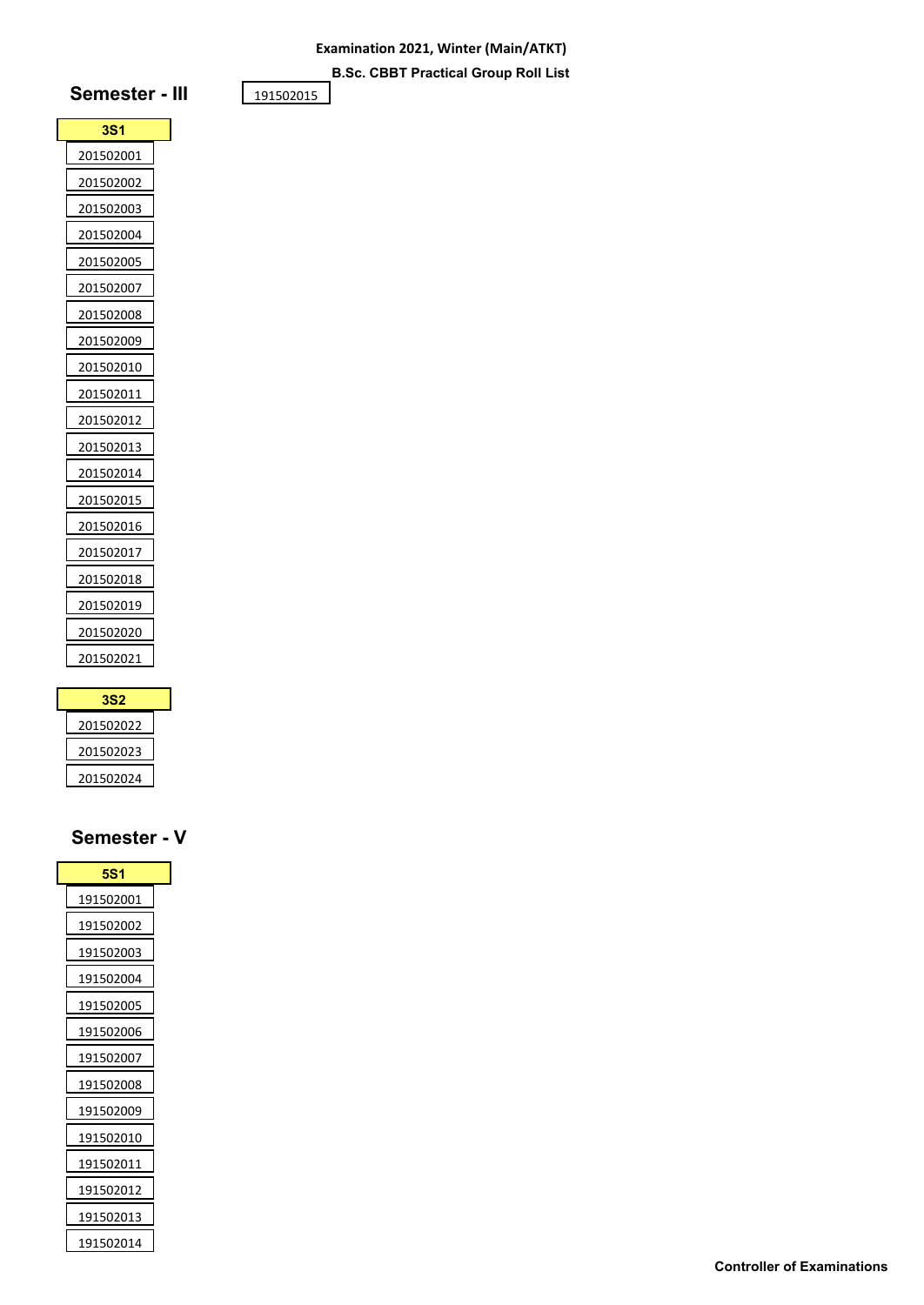**Examination 2021, Winter (Main/ATKT)**

**B.Sc. CBBT Practical Group Roll List**

## Semester - III

191502015

| 3S1 |
|---|
| 201502001 |
| 201502002 |
| 201502003 |
| 201502004 |
| 201502005 |
| 201502007 |
| 201502008 |
| 201502009 |
| 201502010 |
| 201502011 |
| 201502012 |
| 201502013 |
| 201502014 |
| 201502015 |
| 201502016 |
| 201502017 |
| 201502018 |
| 201502019 |
| 201502020 |
| 201502021 |

| 3S2 |
|---|
| 201502022 |
| 201502023 |
| 201502024 |

## Semester - V

| 5S1 |
|---|
| 191502001 |
| 191502002 |
| 191502003 |
| 191502004 |
| 191502005 |
| 191502006 |
| 191502007 |
| 191502008 |
| 191502009 |
| 191502010 |
| 191502011 |
| 191502012 |
| 191502013 |
| 191502014 |

**Controller of Examinations**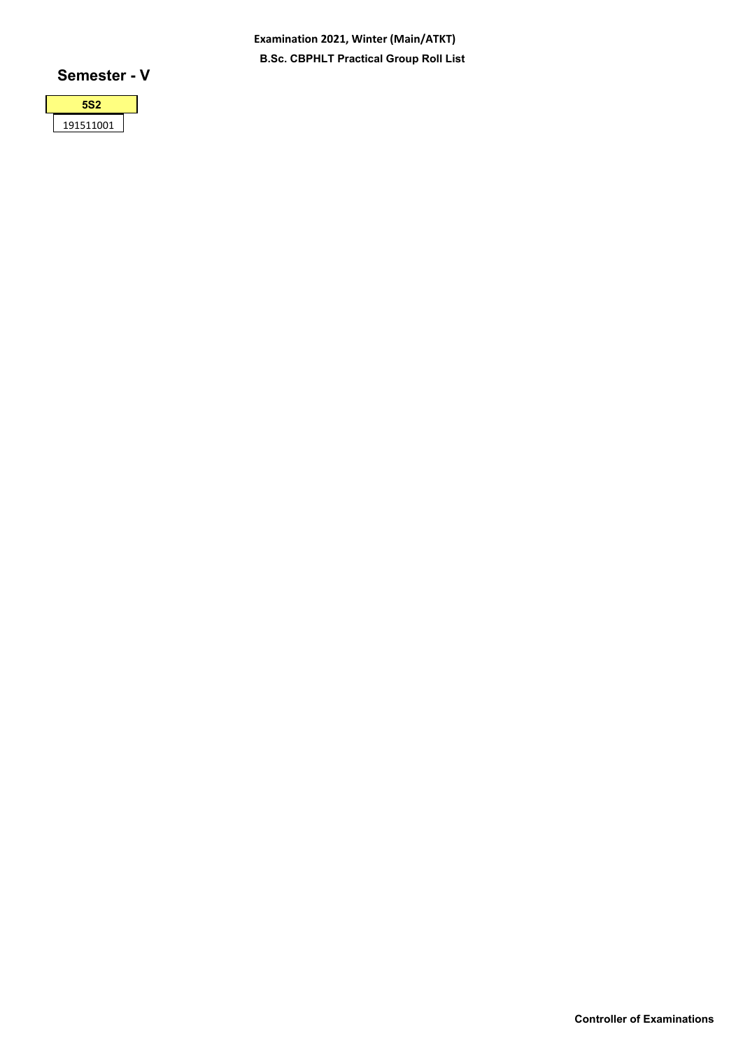**Examination 2021, Winter (Main/ATKT)**

**B.Sc. CBPHLT Practical Group Roll List**

## Semester - V

| 5S2 |
|---|
| 191511001 |

**Controller of Examinations**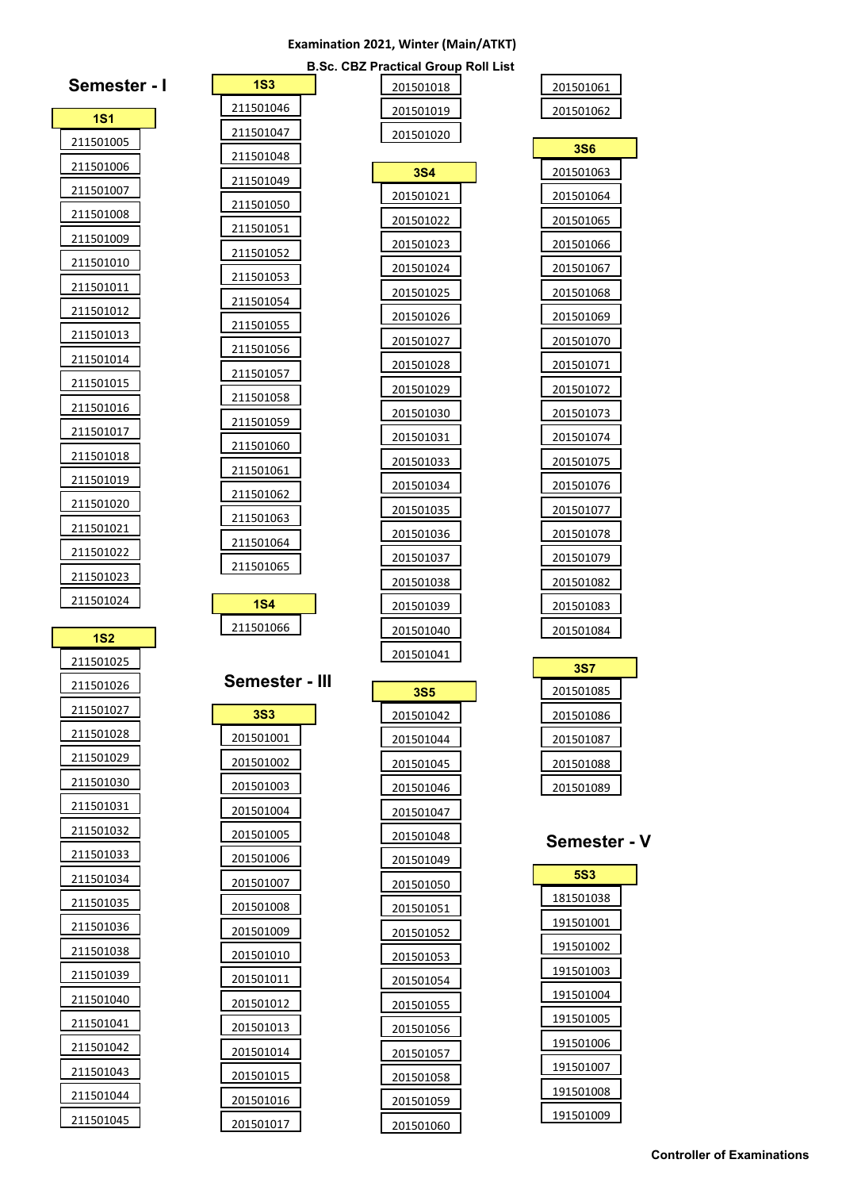**Examination 2021, Winter (Main/ATKT)**

**B.Sc. CBZ Practical Group Roll List**

## Semester - I

**1S1**

- 211501005
- 211501006
- 211501007
- 211501008
- 211501009
- 211501010
- 211501011
- 211501012
- 211501013
- 211501014
- 211501015
- 211501016
- 211501017
- 211501018
- 211501019
- 211501020
- 211501021
- 211501022
- 211501023
- 211501024

**1S2**

- 211501025
- 211501026
- 211501027
- 211501028
- 211501029
- 211501030
- 211501031
- 211501032
- 211501033
- 211501034
- 211501035
- 211501036
- 211501038
- 211501039
- 211501040
- 211501041
- 211501042
- 211501043
- 211501044
- 211501045

**1S3**

- 211501046
- 211501047
- 211501048
- 211501049
- 211501050
- 211501051
- 211501052
- 211501053
- 211501054
- 211501055
- 211501056
- 211501057
- 211501058
- 211501059
- 211501060
- 211501061
- 211501062
- 211501063
- 211501064
- 211501065

**1S4**

- 211501066

## Semester - III

**3S3**

- 201501001
- 201501002
- 201501003
- 201501004
- 201501005
- 201501006
- 201501007
- 201501008
- 201501009
- 201501010
- 201501011
- 201501012
- 201501013
- 201501014
- 201501015
- 201501016
- 201501017
- 201501018
- 201501019
- 201501020

**3S4**

- 201501021
- 201501022
- 201501023
- 201501024
- 201501025
- 201501026
- 201501027
- 201501028
- 201501029
- 201501030
- 201501031
- 201501033
- 201501034
- 201501035
- 201501036
- 201501037
- 201501038
- 201501039
- 201501040
- 201501041

**3S5**

- 201501042
- 201501044
- 201501045
- 201501046
- 201501047
- 201501048
- 201501049
- 201501050
- 201501051
- 201501052
- 201501053
- 201501054
- 201501055
- 201501056
- 201501057
- 201501058
- 201501059
- 201501060
- 201501061
- 201501062

**3S6**

- 201501063
- 201501064
- 201501065
- 201501066
- 201501067
- 201501068
- 201501069
- 201501070
- 201501071
- 201501072
- 201501073
- 201501074
- 201501075
- 201501076
- 201501077
- 201501078
- 201501079
- 201501082
- 201501083
- 201501084

**3S7**

- 201501085
- 201501086
- 201501087
- 201501088
- 201501089

## Semester - V

**5S3**

- 181501038
- 191501001
- 191501002
- 191501003
- 191501004
- 191501005
- 191501006
- 191501007
- 191501008
- 191501009

**Controller of Examinations**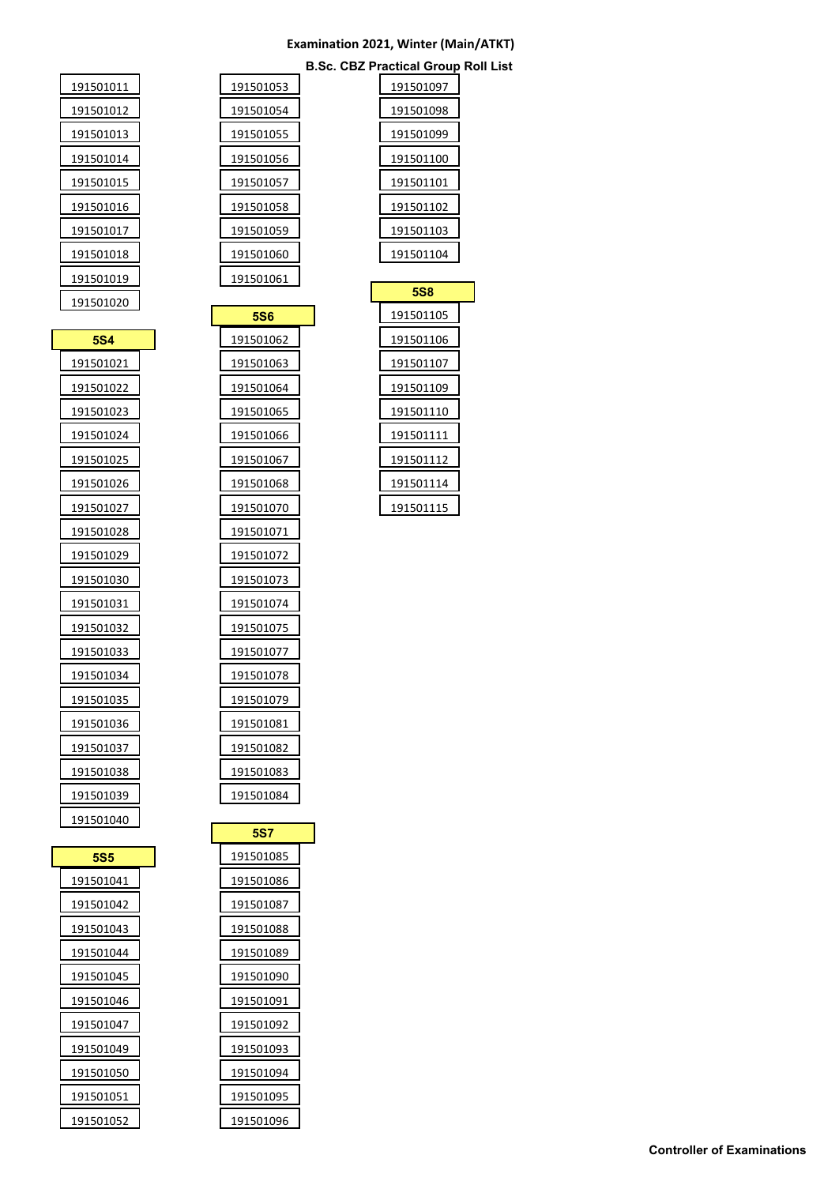**Examination 2021, Winter (Main/ATKT)**

**B.Sc. CBZ Practical Group Roll List**

191501011
191501012
191501013
191501014
191501015
191501016
191501017
191501018
191501019
191501020

**5S4**

191501021
191501022
191501023
191501024
191501025
191501026
191501027
191501028
191501029
191501030
191501031
191501032
191501033
191501034
191501035
191501036
191501037
191501038
191501039
191501040

**5S5**

191501041
191501042
191501043
191501044
191501045
191501046
191501047
191501049
191501050
191501051
191501052
191501053
191501054
191501055
191501056
191501057
191501058
191501059
191501060
191501061

**5S6**

191501062
191501063
191501064
191501065
191501066
191501067
191501068
191501070
191501071
191501072
191501073
191501074
191501075
191501077
191501078
191501079
191501081
191501082
191501083
191501084

**5S7**

191501085
191501086
191501087
191501088
191501089
191501090
191501091
191501092
191501093
191501094
191501095
191501096
191501097
191501098
191501099
191501100
191501101
191501102
191501103
191501104

**5S8**

191501105
191501106
191501107
191501109
191501110
191501111
191501112
191501114
191501115

**Controller of Examinations**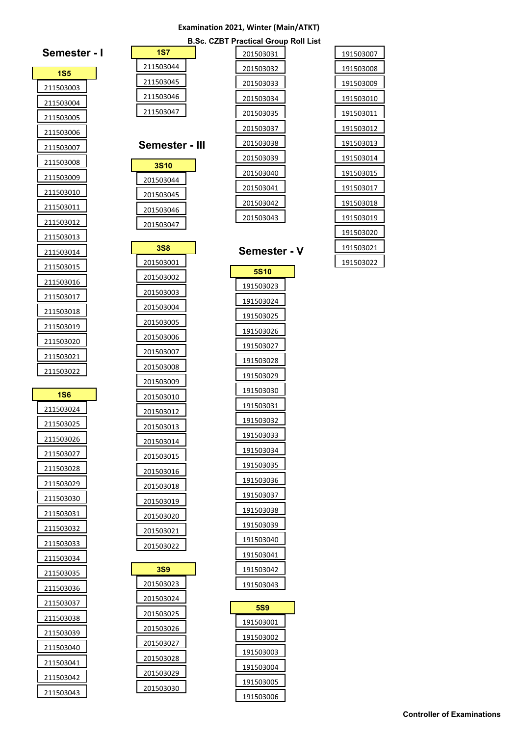**Examination 2021, Winter (Main/ATKT)**

**B.Sc. CZBT Practical Group Roll List**

## Semester - I

| 1S5 |
|---|
| 211503003 |
| 211503004 |
| 211503005 |
| 211503006 |
| 211503007 |
| 211503008 |
| 211503009 |
| 211503010 |
| 211503011 |
| 211503012 |
| 211503013 |
| 211503014 |
| 211503015 |
| 211503016 |
| 211503017 |
| 211503018 |
| 211503019 |
| 211503020 |
| 211503021 |
| 211503022 |

| 1S6 |
|---|
| 211503024 |
| 211503025 |
| 211503026 |
| 211503027 |
| 211503028 |
| 211503029 |
| 211503030 |
| 211503031 |
| 211503032 |
| 211503033 |
| 211503034 |
| 211503035 |
| 211503036 |
| 211503037 |
| 211503038 |
| 211503039 |
| 211503040 |
| 211503041 |
| 211503042 |
| 211503043 |

| 1S7 |
|---|
| 211503044 |
| 211503045 |
| 211503046 |
| 211503047 |

## Semester - III

| 3S10 |
|---|
| 201503044 |
| 201503045 |
| 201503046 |
| 201503047 |

| 3S8 |
|---|
| 201503001 |
| 201503002 |
| 201503003 |
| 201503004 |
| 201503005 |
| 201503006 |
| 201503007 |
| 201503008 |
| 201503009 |
| 201503010 |
| 201503012 |
| 201503013 |
| 201503014 |
| 201503015 |
| 201503016 |
| 201503018 |
| 201503019 |
| 201503020 |
| 201503021 |
| 201503022 |

| 3S9 |
|---|
| 201503023 |
| 201503024 |
| 201503025 |
| 201503026 |
| 201503027 |
| 201503028 |
| 201503029 |
| 201503030 |
| 201503031 |
| 201503032 |
| 201503033 |
| 201503034 |
| 201503035 |
| 201503037 |
| 201503038 |
| 201503039 |
| 201503040 |
| 201503041 |
| 201503042 |
| 201503043 |

## Semester - V

| 5S10 |
|---|
| 191503023 |
| 191503024 |
| 191503025 |
| 191503026 |
| 191503027 |
| 191503028 |
| 191503029 |
| 191503030 |
| 191503031 |
| 191503032 |
| 191503033 |
| 191503034 |
| 191503035 |
| 191503036 |
| 191503037 |
| 191503038 |
| 191503039 |
| 191503040 |
| 191503041 |
| 191503042 |
| 191503043 |

| 5S9 |
|---|
| 191503001 |
| 191503002 |
| 191503003 |
| 191503004 |
| 191503005 |
| 191503006 |
| 191503007 |
| 191503008 |
| 191503009 |
| 191503010 |
| 191503011 |
| 191503012 |
| 191503013 |
| 191503014 |
| 191503015 |
| 191503017 |
| 191503018 |
| 191503019 |
| 191503020 |
| 191503021 |
| 191503022 |

**Controller of Examinations**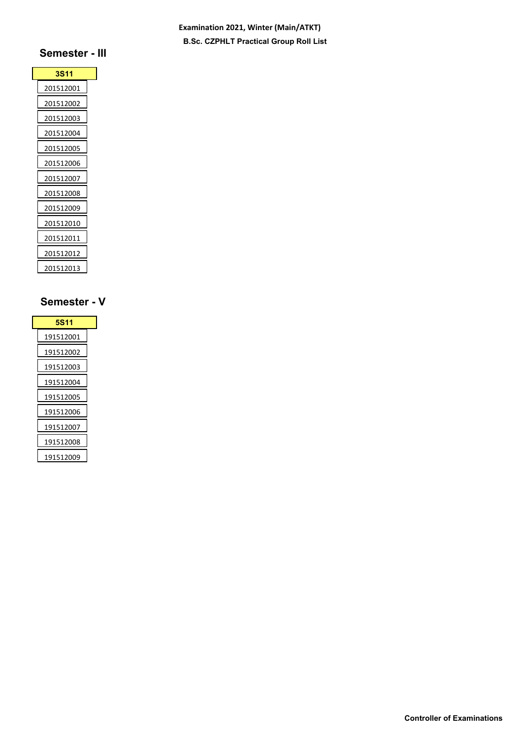**Examination 2021, Winter (Main/ATKT)**

**B.Sc. CZPHLT Practical Group Roll List**

## Semester - III

| 3S11 |
|---|
| 201512001 |
| 201512002 |
| 201512003 |
| 201512004 |
| 201512005 |
| 201512006 |
| 201512007 |
| 201512008 |
| 201512009 |
| 201512010 |
| 201512011 |
| 201512012 |
| 201512013 |

## Semester - V

| 5S11 |
|---|
| 191512001 |
| 191512002 |
| 191512003 |
| 191512004 |
| 191512005 |
| 191512006 |
| 191512007 |
| 191512008 |
| 191512009 |

**Controller of Examinations**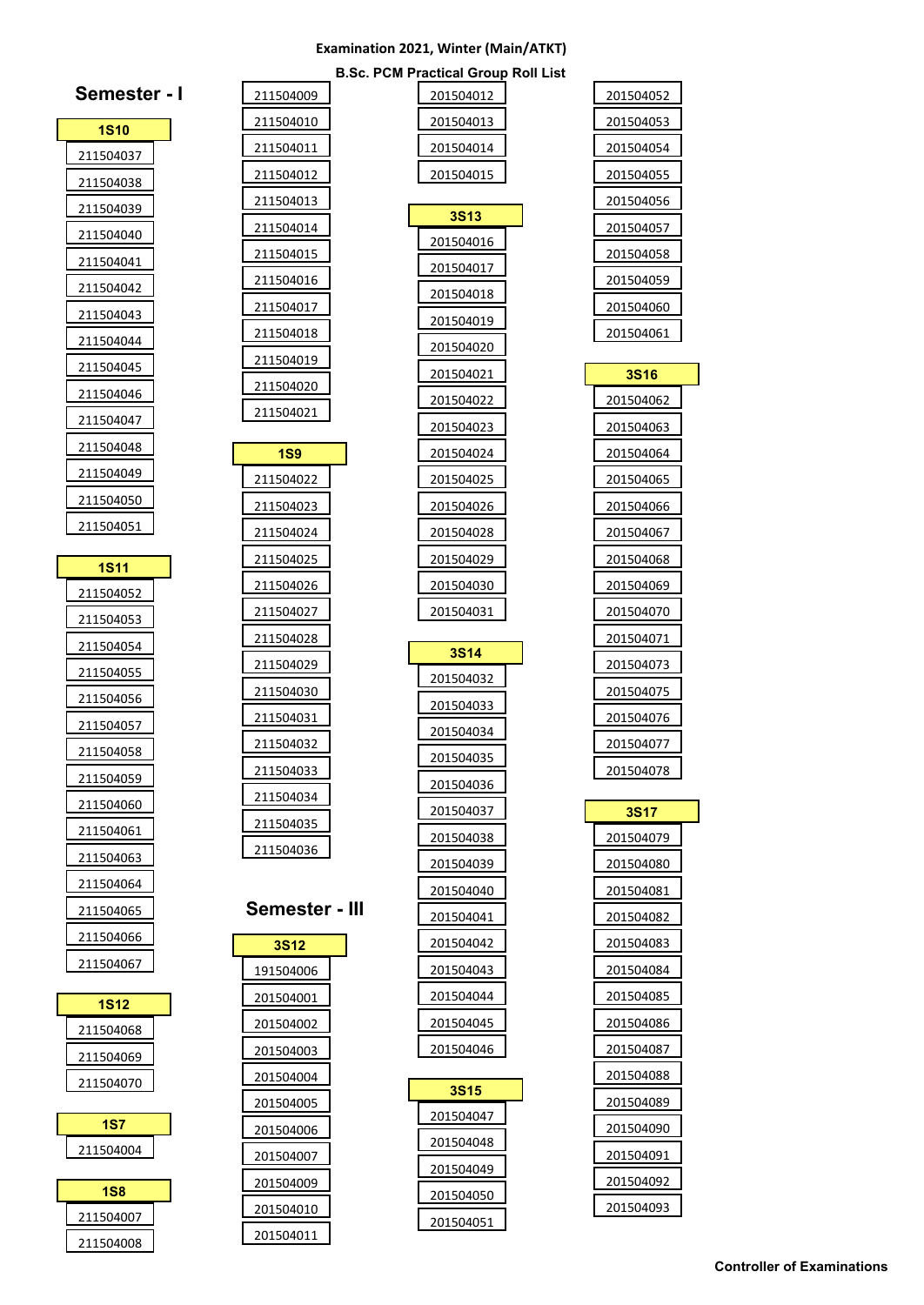Examination 2021, Winter (Main/ATKT)

B.Sc. PCM Practical Group Roll List

## Semester - I

**1S10**

211504037
211504038
211504039
211504040
211504041
211504042
211504043
211504044
211504045
211504046
211504047
211504048
211504049
211504050
211504051

**1S11**

211504052
211504053
211504054
211504055
211504056
211504057
211504058
211504059
211504060
211504061
211504063
211504064
211504065
211504066
211504067

**1S12**

211504068
211504069
211504070

**1S7**

211504004

**1S8**

211504007
211504008
211504009
211504010
211504011
211504012
211504013
211504014
211504015
211504016
211504017
211504018
211504019
211504020
211504021

**1S9**

211504022
211504023
211504024
211504025
211504026
211504027
211504028
211504029
211504030
211504031
211504032
211504033
211504034
211504035
211504036

## Semester - III

**3S12**

191504006
201504001
201504002
201504003
201504004
201504005
201504006
201504007
201504009
201504010
201504011
201504012
201504013
201504014
201504015

**3S13**

201504016
201504017
201504018
201504019
201504020
201504021
201504022
201504023
201504024
201504025
201504026
201504028
201504029
201504030
201504031

**3S14**

201504032
201504033
201504034
201504035
201504036
201504037
201504038
201504039
201504040
201504041
201504042
201504043
201504044
201504045
201504046

**3S15**

201504047
201504048
201504049
201504050
201504051
201504052
201504053
201504054
201504055
201504056
201504057
201504058
201504059
201504060
201504061

**3S16**

201504062
201504063
201504064
201504065
201504066
201504067
201504068
201504069
201504070
201504071
201504073
201504075
201504076
201504077
201504078

**3S17**

201504079
201504080
201504081
201504082
201504083
201504084
201504085
201504086
201504087
201504088
201504089
201504090
201504091
201504092
201504093

**Controller of Examinations**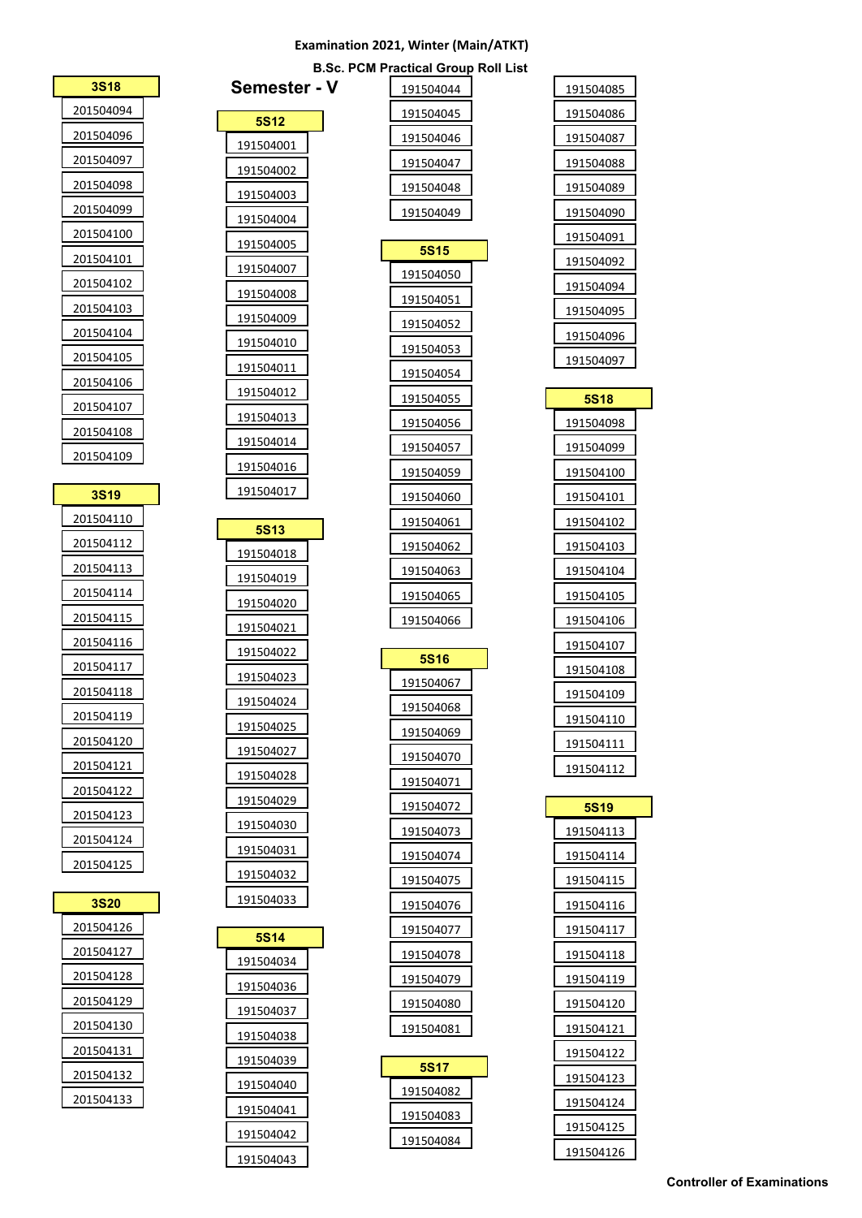# Examination 2021, Winter (Main/ATKT)

## B.Sc. PCM Practical Group Roll List

### 3S18

201504094
201504096
201504097
201504098
201504099
201504100
201504101
201504102
201504103
201504104
201504105
201504106
201504107
201504108
201504109

### 3S19

201504110
201504112
201504113
201504114
201504115
201504116
201504117
201504118
201504119
201504120
201504121
201504122
201504123
201504124
201504125

### 3S20

201504126
201504127
201504128
201504129
201504130
201504131
201504132
201504133

## Semester - V

### 5S12

191504001
191504002
191504003
191504004
191504005
191504007
191504008
191504009
191504010
191504011
191504012
191504013
191504014
191504016
191504017

### 5S13

191504018
191504019
191504020
191504021
191504022
191504023
191504024
191504025
191504027
191504028
191504029
191504030
191504031
191504032
191504033

### 5S14

191504034
191504036
191504037
191504038
191504039
191504040
191504041
191504042
191504043
191504044
191504045
191504046
191504047
191504048
191504049

### 5S15

191504050
191504051
191504052
191504053
191504054
191504055
191504056
191504057
191504059
191504060
191504061
191504062
191504063
191504065
191504066

### 5S16

191504067
191504068
191504069
191504070
191504071
191504072
191504073
191504074
191504075
191504076
191504077
191504078
191504079
191504080
191504081

### 5S17

191504082
191504083
191504084
191504085
191504086
191504087
191504088
191504089
191504090
191504091
191504092
191504094
191504095
191504096
191504097

### 5S18

191504098
191504099
191504100
191504101
191504102
191504103
191504104
191504105
191504106
191504107
191504108
191504109
191504110
191504111
191504112

### 5S19

191504113
191504114
191504115
191504116
191504117
191504118
191504119
191504120
191504121
191504122
191504123
191504124
191504125
191504126

**Controller of Examinations**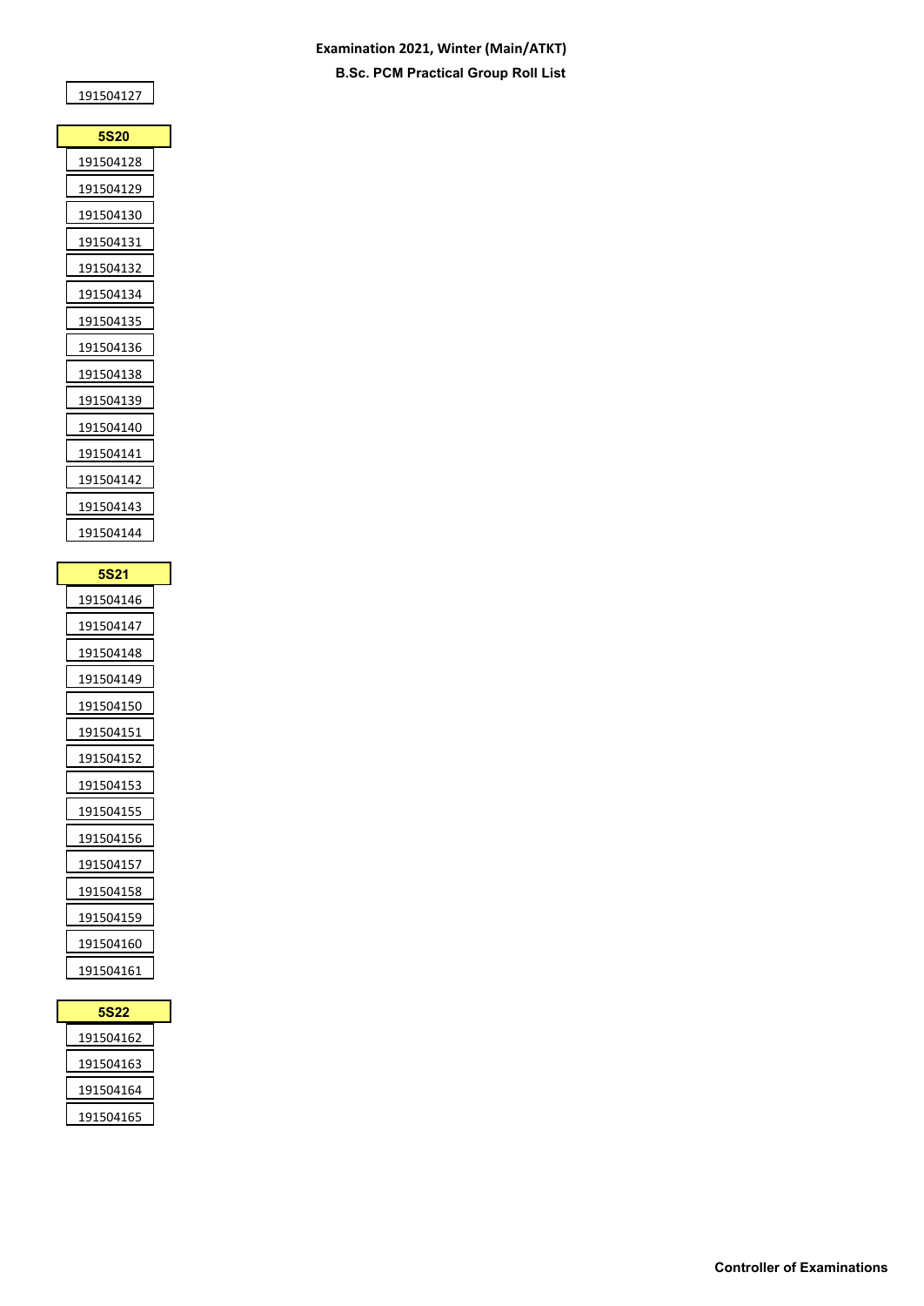**Examination 2021, Winter (Main/ATKT)**

**B.Sc. PCM Practical Group Roll List**

191504127

**5S20**

191504128
191504129
191504130
191504131
191504132
191504134
191504135
191504136
191504138
191504139
191504140
191504141
191504142
191504143
191504144

**5S21**

191504146
191504147
191504148
191504149
191504150
191504151
191504152
191504153
191504155
191504156
191504157
191504158
191504159
191504160
191504161

**5S22**

191504162
191504163
191504164
191504165

**Controller of Examinations**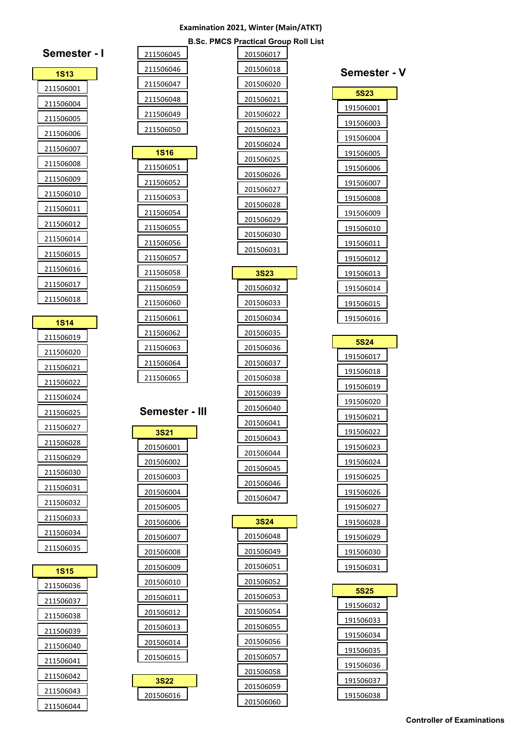**Examination 2021, Winter (Main/ATKT)**

**B.Sc. PMCS Practical Group Roll List**

## Semester - I

**1S13**

- 211506001
- 211506004
- 211506005
- 211506006
- 211506007
- 211506008
- 211506009
- 211506010
- 211506011
- 211506012
- 211506014
- 211506015
- 211506016
- 211506017
- 211506018

**1S14**

- 211506019
- 211506020
- 211506021
- 211506022
- 211506024
- 211506025
- 211506027
- 211506028
- 211506029
- 211506030
- 211506031
- 211506032
- 211506033
- 211506034
- 211506035

**1S15**

- 211506036
- 211506037
- 211506038
- 211506039
- 211506040
- 211506041
- 211506042
- 211506043
- 211506044
- 211506045
- 211506046
- 211506047
- 211506048
- 211506049
- 211506050

**1S16**

- 211506051
- 211506052
- 211506053
- 211506054
- 211506055
- 211506056
- 211506057
- 211506058
- 211506059
- 211506060
- 211506061
- 211506062
- 211506063
- 211506064
- 211506065

## Semester - III

**3S21**

- 201506001
- 201506002
- 201506003
- 201506004
- 201506005
- 201506006
- 201506007
- 201506008
- 201506009
- 201506010
- 201506011
- 201506012
- 201506013
- 201506014
- 201506015

**3S22**

- 201506016
- 201506017
- 201506018
- 201506020
- 201506021
- 201506022
- 201506023
- 201506024
- 201506025
- 201506026
- 201506027
- 201506028
- 201506029
- 201506030
- 201506031

**3S23**

- 201506032
- 201506033
- 201506034
- 201506035
- 201506036
- 201506037
- 201506038
- 201506039
- 201506040
- 201506041
- 201506043
- 201506044
- 201506045
- 201506046
- 201506047

**3S24**

- 201506048
- 201506049
- 201506051
- 201506052
- 201506053
- 201506054
- 201506055
- 201506056
- 201506057
- 201506058
- 201506059
- 201506060

## Semester - V

**5S23**

- 191506001
- 191506003
- 191506004
- 191506005
- 191506006
- 191506007
- 191506008
- 191506009
- 191506010
- 191506011
- 191506012
- 191506013
- 191506014
- 191506015
- 191506016

**5S24**

- 191506017
- 191506018
- 191506019
- 191506020
- 191506021
- 191506022
- 191506023
- 191506024
- 191506025
- 191506026
- 191506027
- 191506028
- 191506029
- 191506030
- 191506031

**5S25**

- 191506032
- 191506033
- 191506034
- 191506035
- 191506036
- 191506037
- 191506038

**Controller of Examinations**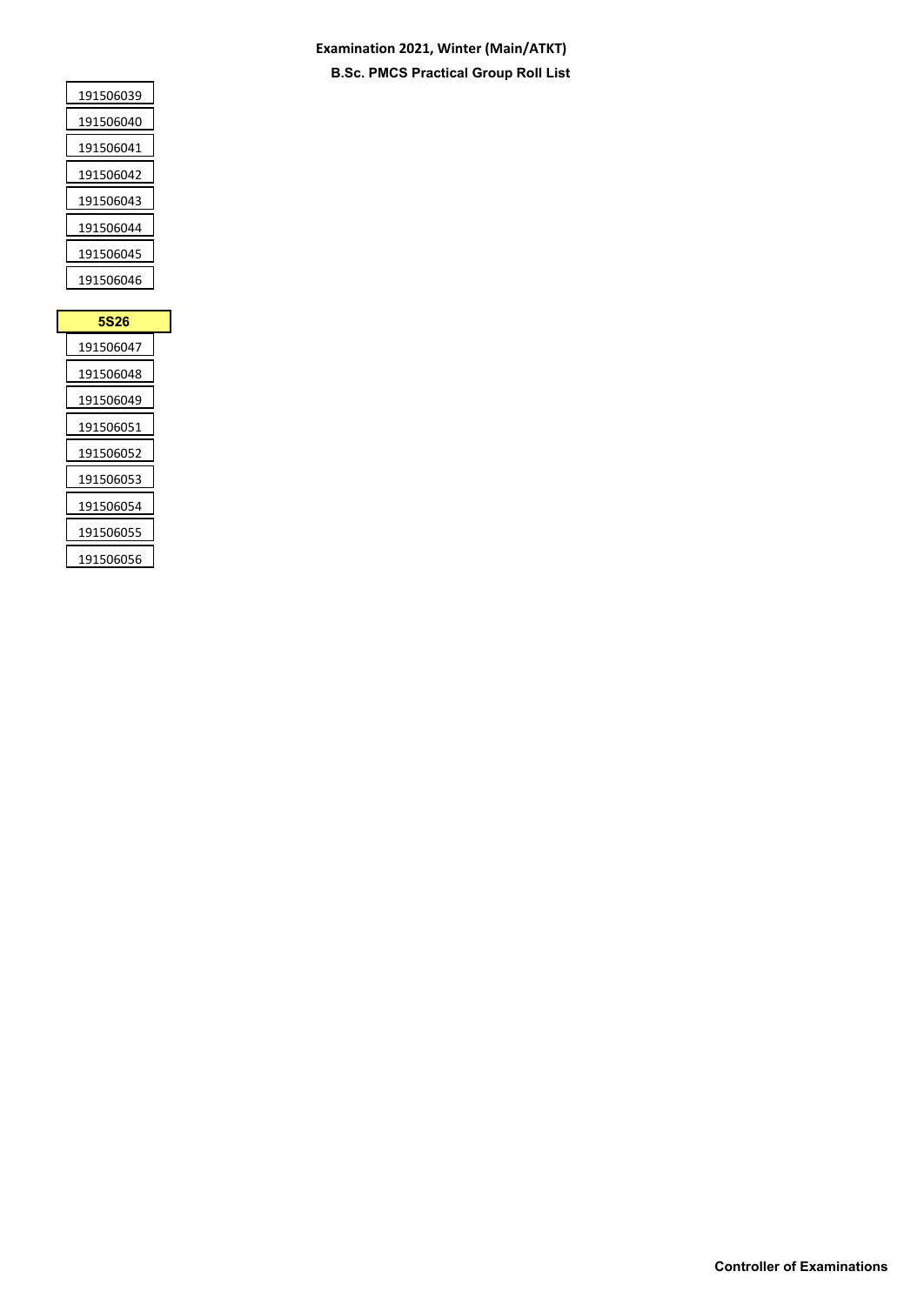**Examination 2021, Winter (Main/ATKT)**

**B.Sc. PMCS Practical Group Roll List**

| |
|---|
| 191506039 |
| 191506040 |
| 191506041 |
| 191506042 |
| 191506043 |
| 191506044 |
| 191506045 |
| 191506046 |

| **5S26** |
|---|
| 191506047 |
| 191506048 |
| 191506049 |
| 191506051 |
| 191506052 |
| 191506053 |
| 191506054 |
| 191506055 |
| 191506056 |

**Controller of Examinations**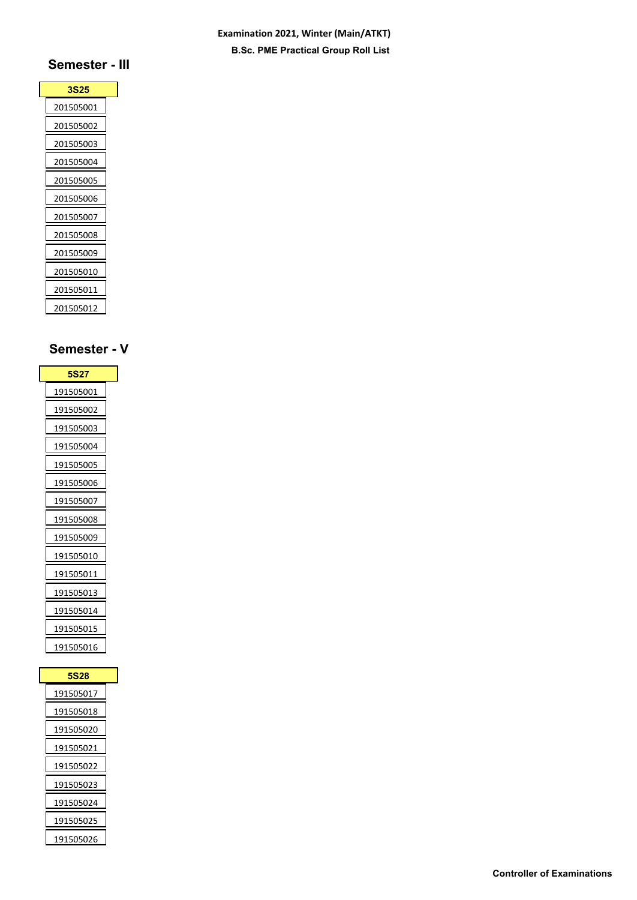**Examination 2021, Winter (Main/ATKT)**

**B.Sc. PME Practical Group Roll List**

## Semester - III

| 3S25 |
|---|
| 201505001 |
| 201505002 |
| 201505003 |
| 201505004 |
| 201505005 |
| 201505006 |
| 201505007 |
| 201505008 |
| 201505009 |
| 201505010 |
| 201505011 |
| 201505012 |

## Semester - V

| 5S27 |
|---|
| 191505001 |
| 191505002 |
| 191505003 |
| 191505004 |
| 191505005 |
| 191505006 |
| 191505007 |
| 191505008 |
| 191505009 |
| 191505010 |
| 191505011 |
| 191505013 |
| 191505014 |
| 191505015 |
| 191505016 |

| 5S28 |
|---|
| 191505017 |
| 191505018 |
| 191505020 |
| 191505021 |
| 191505022 |
| 191505023 |
| 191505024 |
| 191505025 |
| 191505026 |

**Controller of Examinations**